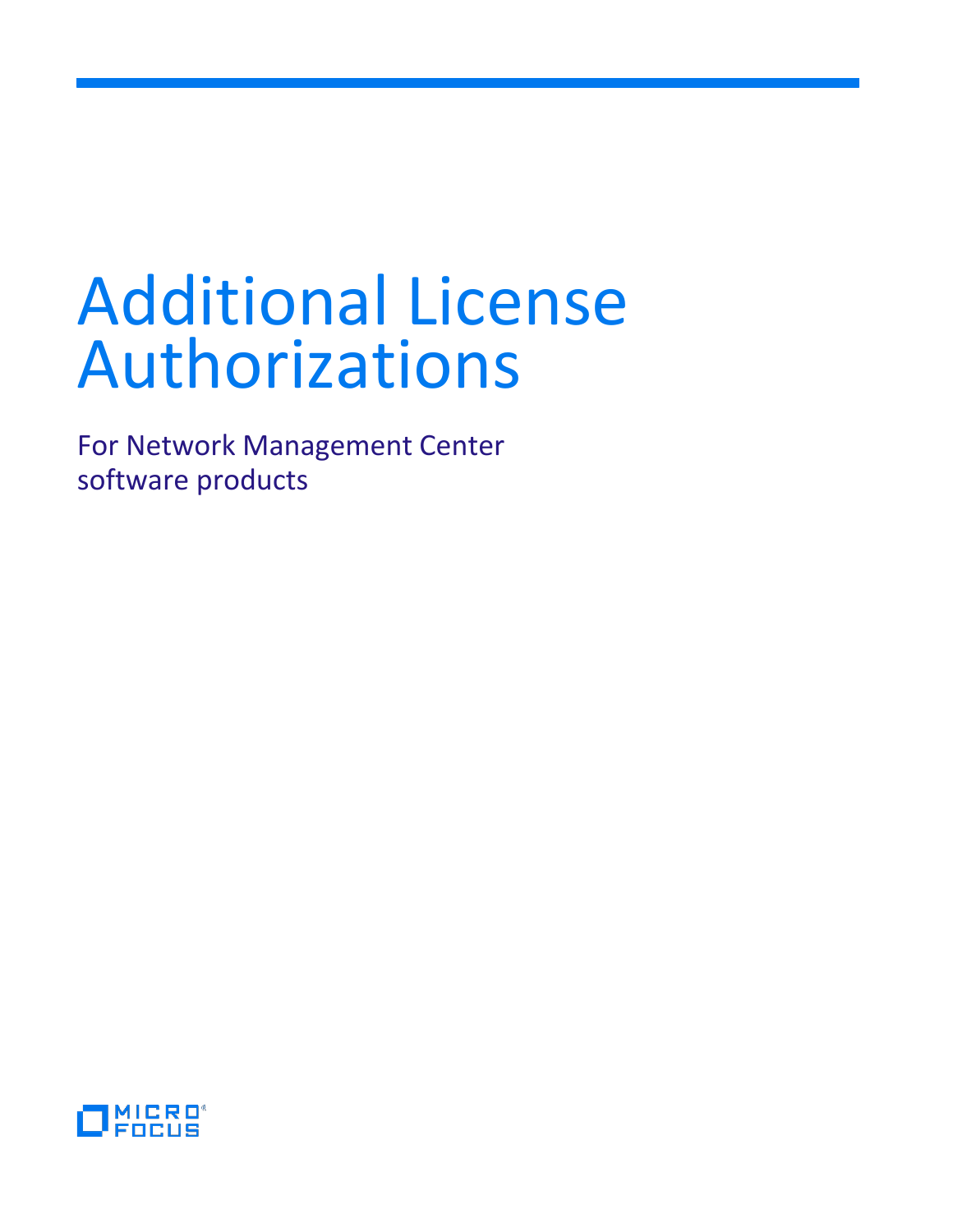# Additional License Authorizations

For Network Management Center software products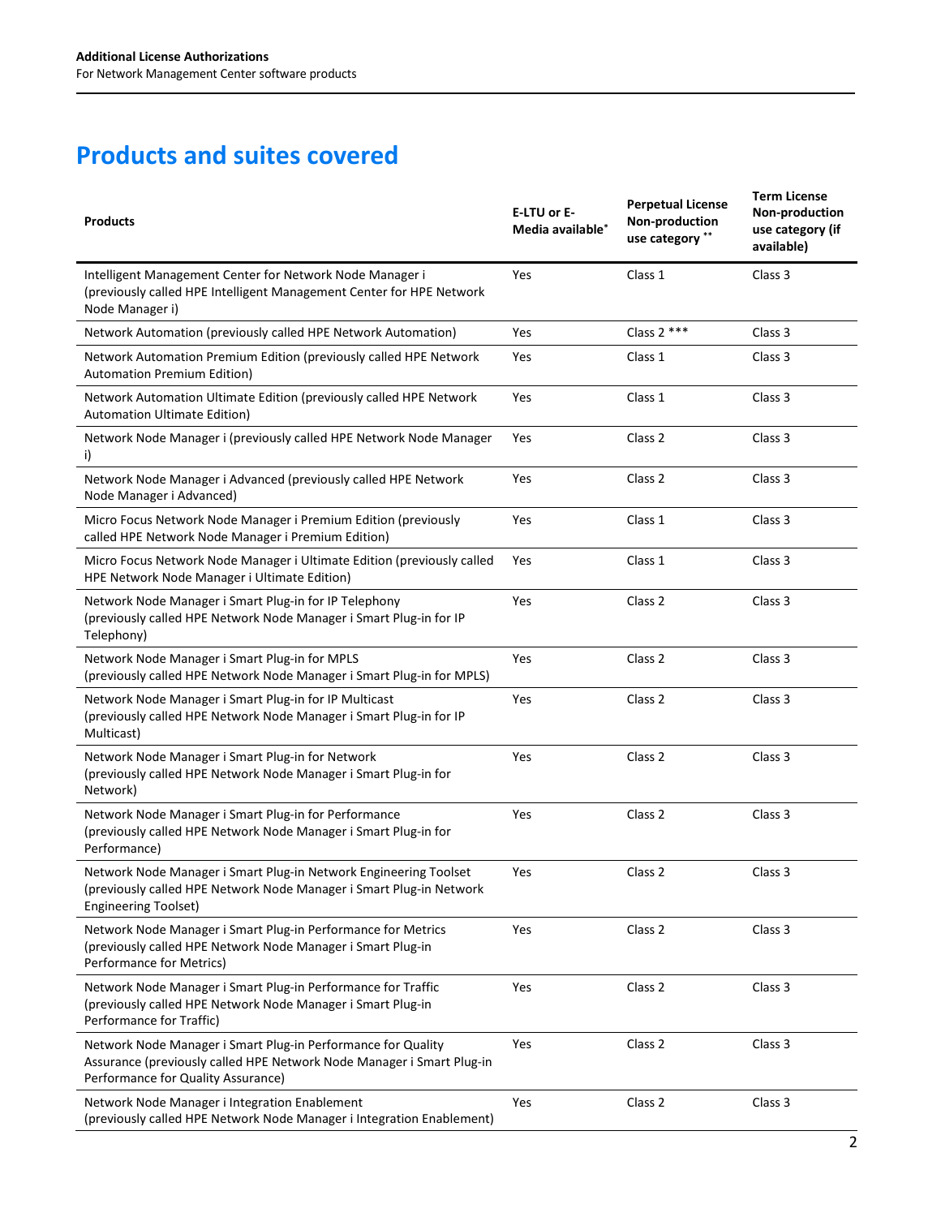## Products and suites covered

| Products | E-LTU or E-Media available* | Perpetual License Non-production use category ** | Term License Non-production use category (if available) |
|---|---|---|---|
| Intelligent Management Center for Network Node Manager i (previously called HPE Intelligent Management Center for HPE Network Node Manager i) | Yes | Class 1 | Class 3 |
| Network Automation (previously called HPE Network Automation) | Yes | Class 2 *** | Class 3 |
| Network Automation Premium Edition (previously called HPE Network Automation Premium Edition) | Yes | Class 1 | Class 3 |
| Network Automation Ultimate Edition (previously called HPE Network Automation Ultimate Edition) | Yes | Class 1 | Class 3 |
| Network Node Manager i (previously called HPE Network Node Manager i) | Yes | Class 2 | Class 3 |
| Network Node Manager i Advanced (previously called HPE Network Node Manager i Advanced) | Yes | Class 2 | Class 3 |
| Micro Focus Network Node Manager i Premium Edition (previously called HPE Network Node Manager i Premium Edition) | Yes | Class 1 | Class 3 |
| Micro Focus Network Node Manager i Ultimate Edition (previously called HPE Network Node Manager i Ultimate Edition) | Yes | Class 1 | Class 3 |
| Network Node Manager i Smart Plug-in for IP Telephony (previously called HPE Network Node Manager i Smart Plug-in for IP Telephony) | Yes | Class 2 | Class 3 |
| Network Node Manager i Smart Plug-in for MPLS (previously called HPE Network Node Manager i Smart Plug-in for MPLS) | Yes | Class 2 | Class 3 |
| Network Node Manager i Smart Plug-in for IP Multicast (previously called HPE Network Node Manager i Smart Plug-in for IP Multicast) | Yes | Class 2 | Class 3 |
| Network Node Manager i Smart Plug-in for Network (previously called HPE Network Node Manager i Smart Plug-in for Network) | Yes | Class 2 | Class 3 |
| Network Node Manager i Smart Plug-in for Performance (previously called HPE Network Node Manager i Smart Plug-in for Performance) | Yes | Class 2 | Class 3 |
| Network Node Manager i Smart Plug-in Network Engineering Toolset (previously called HPE Network Node Manager i Smart Plug-in Network Engineering Toolset) | Yes | Class 2 | Class 3 |
| Network Node Manager i Smart Plug-in Performance for Metrics (previously called HPE Network Node Manager i Smart Plug-in Performance for Metrics) | Yes | Class 2 | Class 3 |
| Network Node Manager i Smart Plug-in Performance for Traffic (previously called HPE Network Node Manager i Smart Plug-in Performance for Traffic) | Yes | Class 2 | Class 3 |
| Network Node Manager i Smart Plug-in Performance for Quality Assurance (previously called HPE Network Node Manager i Smart Plug-in Performance for Quality Assurance) | Yes | Class 2 | Class 3 |
| Network Node Manager i Integration Enablement (previously called HPE Network Node Manager i Integration Enablement) | Yes | Class 2 | Class 3 |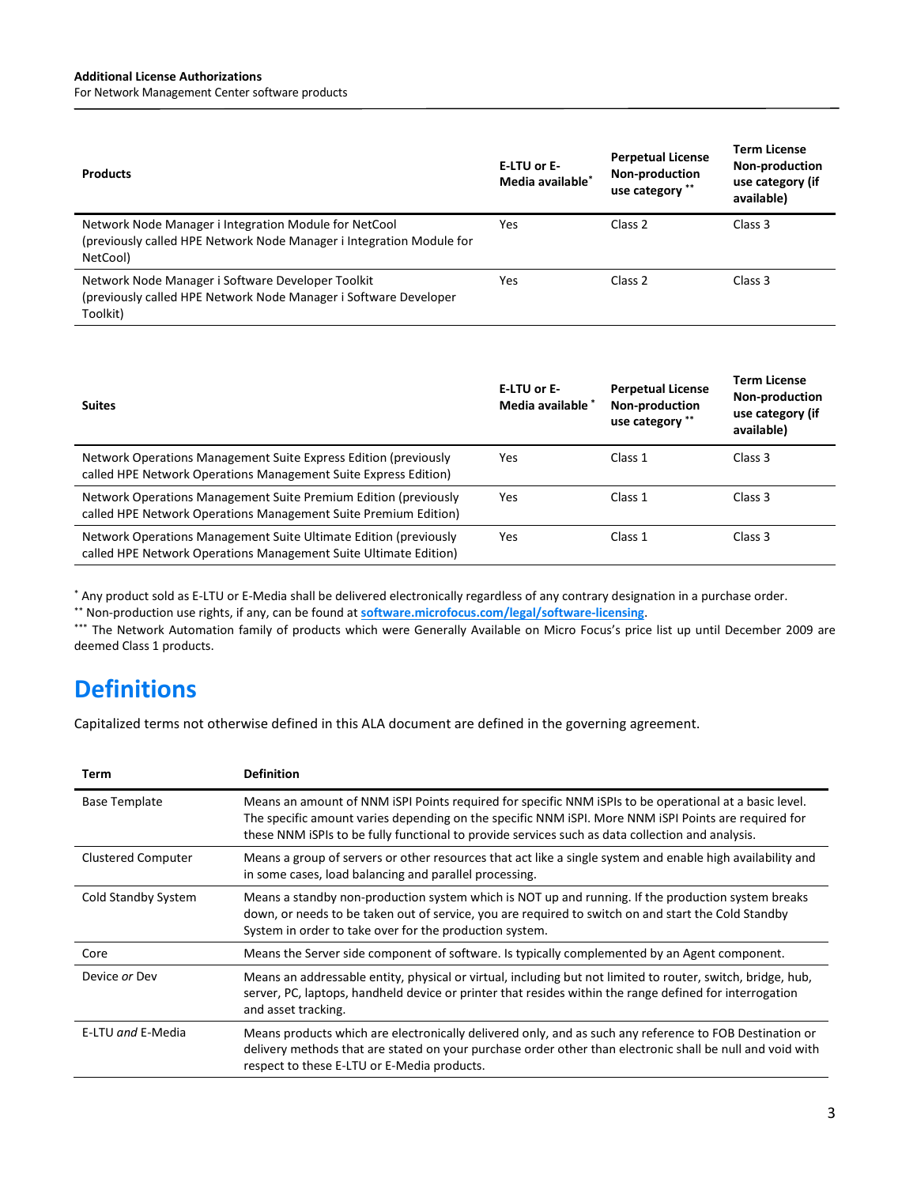| Products | E-LTU or E-Media available* | Perpetual License Non-production use category ** | Term License Non-production use category (if available) |
| --- | --- | --- | --- |
| Network Node Manager i Integration Module for NetCool (previously called HPE Network Node Manager i Integration Module for NetCool) | Yes | Class 2 | Class 3 |
| Network Node Manager i Software Developer Toolkit (previously called HPE Network Node Manager i Software Developer Toolkit) | Yes | Class 2 | Class 3 |

| Suites | E-LTU or E-Media available * | Perpetual License Non-production use category ** | Term License Non-production use category (if available) |
| --- | --- | --- | --- |
| Network Operations Management Suite Express Edition (previously called HPE Network Operations Management Suite Express Edition) | Yes | Class 1 | Class 3 |
| Network Operations Management Suite Premium Edition (previously called HPE Network Operations Management Suite Premium Edition) | Yes | Class 1 | Class 3 |
| Network Operations Management Suite Ultimate Edition (previously called HPE Network Operations Management Suite Ultimate Edition) | Yes | Class 1 | Class 3 |

* Any product sold as E-LTU or E-Media shall be delivered electronically regardless of any contrary designation in a purchase order.

** Non-production use rights, if any, can be found at **software.microfocus.com/legal/software-licensing**.

*** The Network Automation family of products which were Generally Available on Micro Focus's price list up until December 2009 are deemed Class 1 products.

# Definitions

Capitalized terms not otherwise defined in this ALA document are defined in the governing agreement.

| Term | Definition |
| --- | --- |
| Base Template | Means an amount of NNM iSPI Points required for specific NNM iSPIs to be operational at a basic level. The specific amount varies depending on the specific NNM iSPI. More NNM iSPI Points are required for these NNM iSPIs to be fully functional to provide services such as data collection and analysis. |
| Clustered Computer | Means a group of servers or other resources that act like a single system and enable high availability and in some cases, load balancing and parallel processing. |
| Cold Standby System | Means a standby non-production system which is NOT up and running. If the production system breaks down, or needs to be taken out of service, you are required to switch on and start the Cold Standby System in order to take over for the production system. |
| Core | Means the Server side component of software. Is typically complemented by an Agent component. |
| Device *or* Dev | Means an addressable entity, physical or virtual, including but not limited to router, switch, bridge, hub, server, PC, laptops, handheld device or printer that resides within the range defined for interrogation and asset tracking. |
| E-LTU *and* E-Media | Means products which are electronically delivered only, and as such any reference to FOB Destination or delivery methods that are stated on your purchase order other than electronic shall be null and void with respect to these E-LTU or E-Media products. |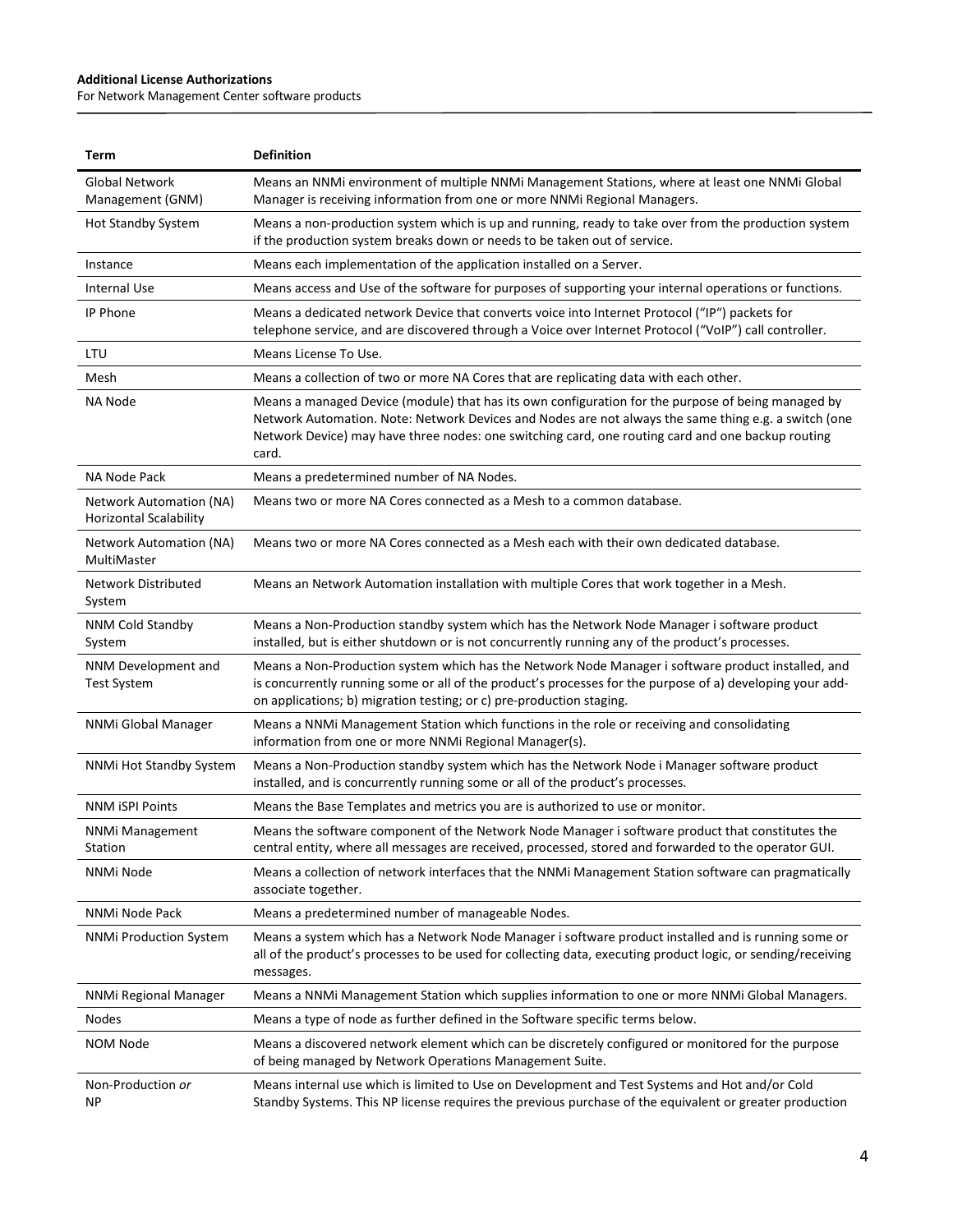| Term | Definition |
| --- | --- |
| Global Network Management (GNM) | Means an NNMi environment of multiple NNMi Management Stations, where at least one NNMi Global Manager is receiving information from one or more NNMi Regional Managers. |
| Hot Standby System | Means a non-production system which is up and running, ready to take over from the production system if the production system breaks down or needs to be taken out of service. |
| Instance | Means each implementation of the application installed on a Server. |
| Internal Use | Means access and Use of the software for purposes of supporting your internal operations or functions. |
| IP Phone | Means a dedicated network Device that converts voice into Internet Protocol ("IP") packets for telephone service, and are discovered through a Voice over Internet Protocol ("VoIP") call controller. |
| LTU | Means License To Use. |
| Mesh | Means a collection of two or more NA Cores that are replicating data with each other. |
| NA Node | Means a managed Device (module) that has its own configuration for the purpose of being managed by Network Automation. Note: Network Devices and Nodes are not always the same thing e.g. a switch (one Network Device) may have three nodes: one switching card, one routing card and one backup routing card. |
| NA Node Pack | Means a predetermined number of NA Nodes. |
| Network Automation (NA) Horizontal Scalability | Means two or more NA Cores connected as a Mesh to a common database. |
| Network Automation (NA) MultiMaster | Means two or more NA Cores connected as a Mesh each with their own dedicated database. |
| Network Distributed System | Means an Network Automation installation with multiple Cores that work together in a Mesh. |
| NNM Cold Standby System | Means a Non-Production standby system which has the Network Node Manager i software product installed, but is either shutdown or is not concurrently running any of the product's processes. |
| NNM Development and Test System | Means a Non-Production system which has the Network Node Manager i software product installed, and is concurrently running some or all of the product's processes for the purpose of a) developing your add-on applications; b) migration testing; or c) pre-production staging. |
| NNMi Global Manager | Means a NNMi Management Station which functions in the role or receiving and consolidating information from one or more NNMi Regional Manager(s). |
| NNMi Hot Standby System | Means a Non-Production standby system which has the Network Node i Manager software product installed, and is concurrently running some or all of the product's processes. |
| NNM iSPI Points | Means the Base Templates and metrics you are is authorized to use or monitor. |
| NNMi Management Station | Means the software component of the Network Node Manager i software product that constitutes the central entity, where all messages are received, processed, stored and forwarded to the operator GUI. |
| NNMi Node | Means a collection of network interfaces that the NNMi Management Station software can pragmatically associate together. |
| NNMi Node Pack | Means a predetermined number of manageable Nodes. |
| NNMi Production System | Means a system which has a Network Node Manager i software product installed and is running some or all of the product's processes to be used for collecting data, executing product logic, or sending/receiving messages. |
| NNMi Regional Manager | Means a NNMi Management Station which supplies information to one or more NNMi Global Managers. |
| Nodes | Means a type of node as further defined in the Software specific terms below. |
| NOM Node | Means a discovered network element which can be discretely configured or monitored for the purpose of being managed by Network Operations Management Suite. |
| Non-Production *or* NP | Means internal use which is limited to Use on Development and Test Systems and Hot and/or Cold Standby Systems. This NP license requires the previous purchase of the equivalent or greater production |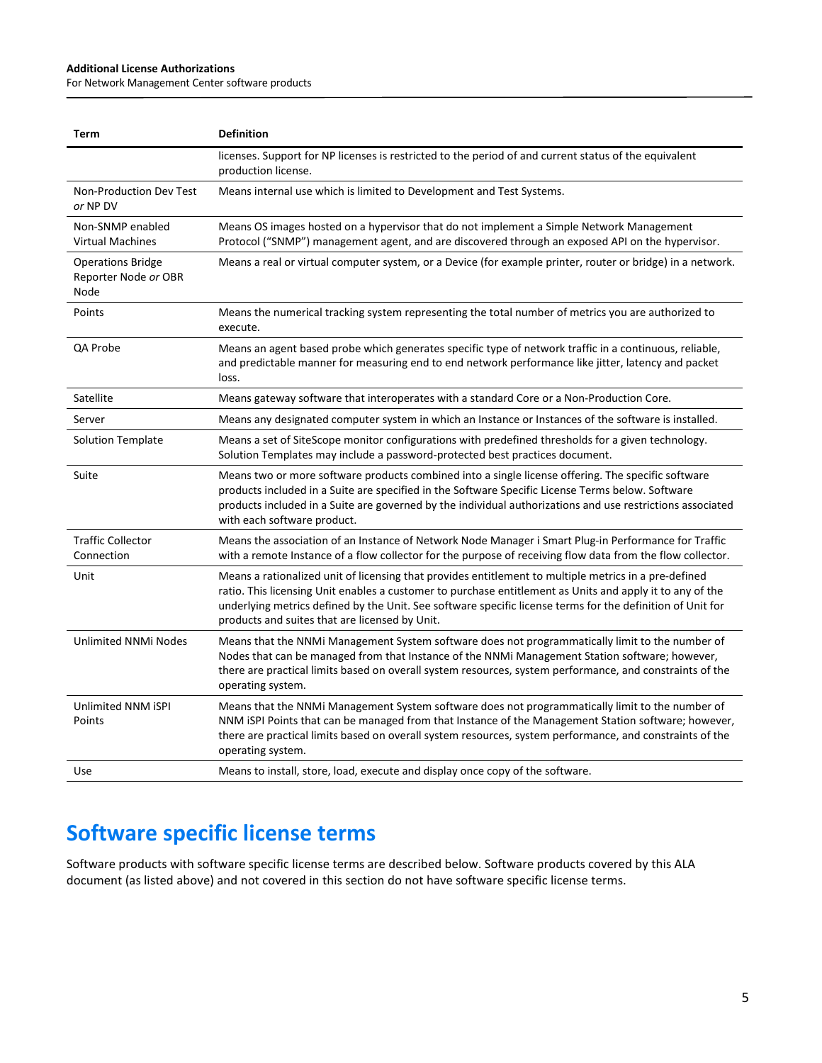| Term | Definition |
|---|---|
| | licenses. Support for NP licenses is restricted to the period of and current status of the equivalent production license. |
| Non-Production Dev Test *or* NP DV | Means internal use which is limited to Development and Test Systems. |
| Non-SNMP enabled Virtual Machines | Means OS images hosted on a hypervisor that do not implement a Simple Network Management Protocol ("SNMP") management agent, and are discovered through an exposed API on the hypervisor. |
| Operations Bridge Reporter Node *or* OBR Node | Means a real or virtual computer system, or a Device (for example printer, router or bridge) in a network. |
| Points | Means the numerical tracking system representing the total number of metrics you are authorized to execute. |
| QA Probe | Means an agent based probe which generates specific type of network traffic in a continuous, reliable, and predictable manner for measuring end to end network performance like jitter, latency and packet loss. |
| Satellite | Means gateway software that interoperates with a standard Core or a Non-Production Core. |
| Server | Means any designated computer system in which an Instance or Instances of the software is installed. |
| Solution Template | Means a set of SiteScope monitor configurations with predefined thresholds for a given technology. Solution Templates may include a password-protected best practices document. |
| Suite | Means two or more software products combined into a single license offering. The specific software products included in a Suite are specified in the Software Specific License Terms below. Software products included in a Suite are governed by the individual authorizations and use restrictions associated with each software product. |
| Traffic Collector Connection | Means the association of an Instance of Network Node Manager i Smart Plug-in Performance for Traffic with a remote Instance of a flow collector for the purpose of receiving flow data from the flow collector. |
| Unit | Means a rationalized unit of licensing that provides entitlement to multiple metrics in a pre-defined ratio. This licensing Unit enables a customer to purchase entitlement as Units and apply it to any of the underlying metrics defined by the Unit. See software specific license terms for the definition of Unit for products and suites that are licensed by Unit. |
| Unlimited NNMi Nodes | Means that the NNMi Management System software does not programmatically limit to the number of Nodes that can be managed from that Instance of the NNMi Management Station software; however, there are practical limits based on overall system resources, system performance, and constraints of the operating system. |
| Unlimited NNM iSPI Points | Means that the NNMi Management System software does not programmatically limit to the number of NNM iSPI Points that can be managed from that Instance of the Management Station software; however, there are practical limits based on overall system resources, system performance, and constraints of the operating system. |
| Use | Means to install, store, load, execute and display once copy of the software. |

## Software specific license terms

Software products with software specific license terms are described below. Software products covered by this ALA document (as listed above) and not covered in this section do not have software specific license terms.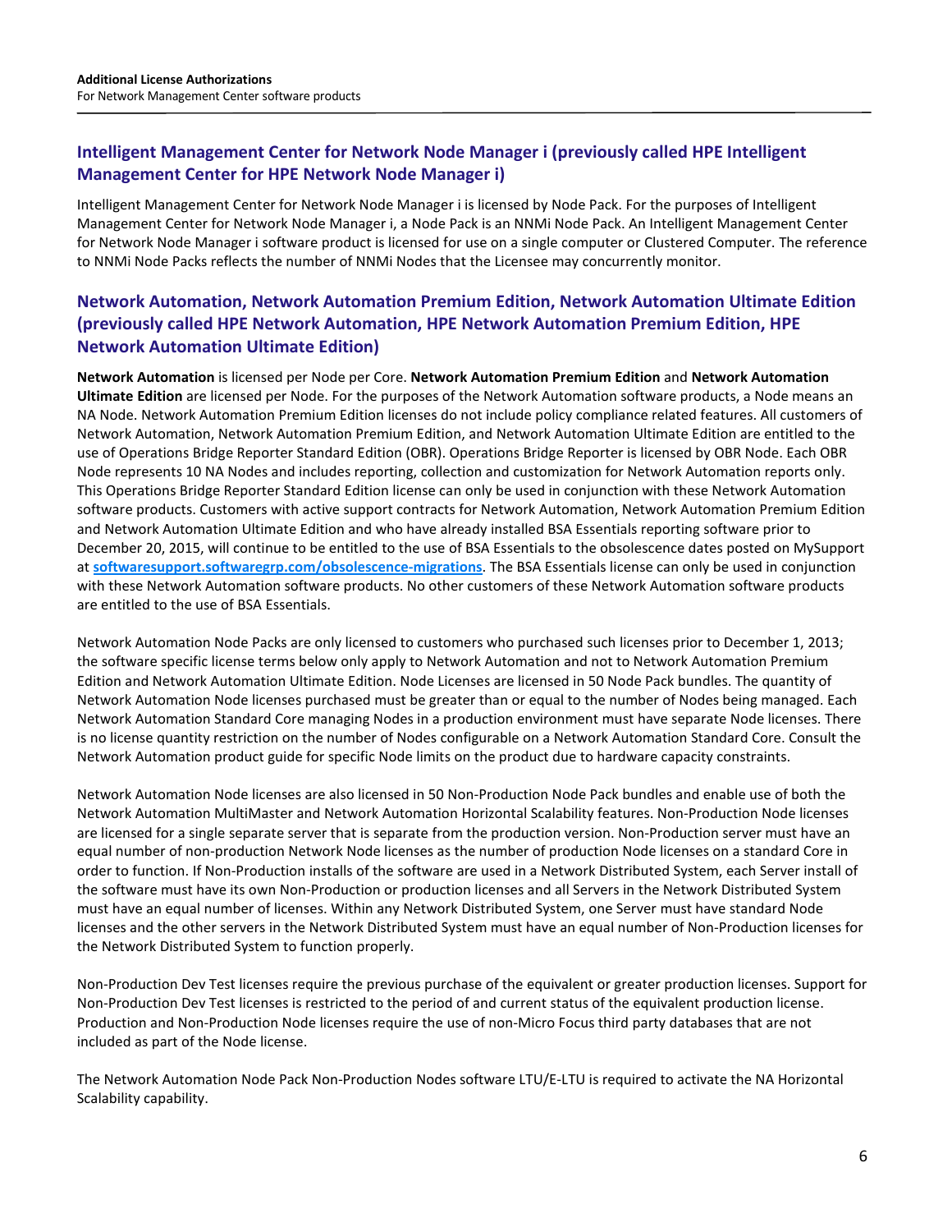## Intelligent Management Center for Network Node Manager i (previously called HPE Intelligent Management Center for HPE Network Node Manager i)

Intelligent Management Center for Network Node Manager i is licensed by Node Pack. For the purposes of Intelligent Management Center for Network Node Manager i, a Node Pack is an NNMi Node Pack. An Intelligent Management Center for Network Node Manager i software product is licensed for use on a single computer or Clustered Computer. The reference to NNMi Node Packs reflects the number of NNMi Nodes that the Licensee may concurrently monitor.

## Network Automation, Network Automation Premium Edition, Network Automation Ultimate Edition (previously called HPE Network Automation, HPE Network Automation Premium Edition, HPE Network Automation Ultimate Edition)

**Network Automation** is licensed per Node per Core. **Network Automation Premium Edition** and **Network Automation Ultimate Edition** are licensed per Node. For the purposes of the Network Automation software products, a Node means an NA Node. Network Automation Premium Edition licenses do not include policy compliance related features. All customers of Network Automation, Network Automation Premium Edition, and Network Automation Ultimate Edition are entitled to the use of Operations Bridge Reporter Standard Edition (OBR). Operations Bridge Reporter is licensed by OBR Node. Each OBR Node represents 10 NA Nodes and includes reporting, collection and customization for Network Automation reports only. This Operations Bridge Reporter Standard Edition license can only be used in conjunction with these Network Automation software products. Customers with active support contracts for Network Automation, Network Automation Premium Edition and Network Automation Ultimate Edition and who have already installed BSA Essentials reporting software prior to December 20, 2015, will continue to be entitled to the use of BSA Essentials to the obsolescence dates posted on MySupport at **softwaresupport.softwaregrp.com/obsolescence-migrations**. The BSA Essentials license can only be used in conjunction with these Network Automation software products. No other customers of these Network Automation software products are entitled to the use of BSA Essentials.

Network Automation Node Packs are only licensed to customers who purchased such licenses prior to December 1, 2013; the software specific license terms below only apply to Network Automation and not to Network Automation Premium Edition and Network Automation Ultimate Edition. Node Licenses are licensed in 50 Node Pack bundles. The quantity of Network Automation Node licenses purchased must be greater than or equal to the number of Nodes being managed. Each Network Automation Standard Core managing Nodes in a production environment must have separate Node licenses. There is no license quantity restriction on the number of Nodes configurable on a Network Automation Standard Core. Consult the Network Automation product guide for specific Node limits on the product due to hardware capacity constraints.

Network Automation Node licenses are also licensed in 50 Non-Production Node Pack bundles and enable use of both the Network Automation MultiMaster and Network Automation Horizontal Scalability features. Non-Production Node licenses are licensed for a single separate server that is separate from the production version. Non-Production server must have an equal number of non-production Network Node licenses as the number of production Node licenses on a standard Core in order to function. If Non-Production installs of the software are used in a Network Distributed System, each Server install of the software must have its own Non-Production or production licenses and all Servers in the Network Distributed System must have an equal number of licenses. Within any Network Distributed System, one Server must have standard Node licenses and the other servers in the Network Distributed System must have an equal number of Non-Production licenses for the Network Distributed System to function properly.

Non-Production Dev Test licenses require the previous purchase of the equivalent or greater production licenses. Support for Non-Production Dev Test licenses is restricted to the period of and current status of the equivalent production license. Production and Non-Production Node licenses require the use of non-Micro Focus third party databases that are not included as part of the Node license.

The Network Automation Node Pack Non-Production Nodes software LTU/E-LTU is required to activate the NA Horizontal Scalability capability.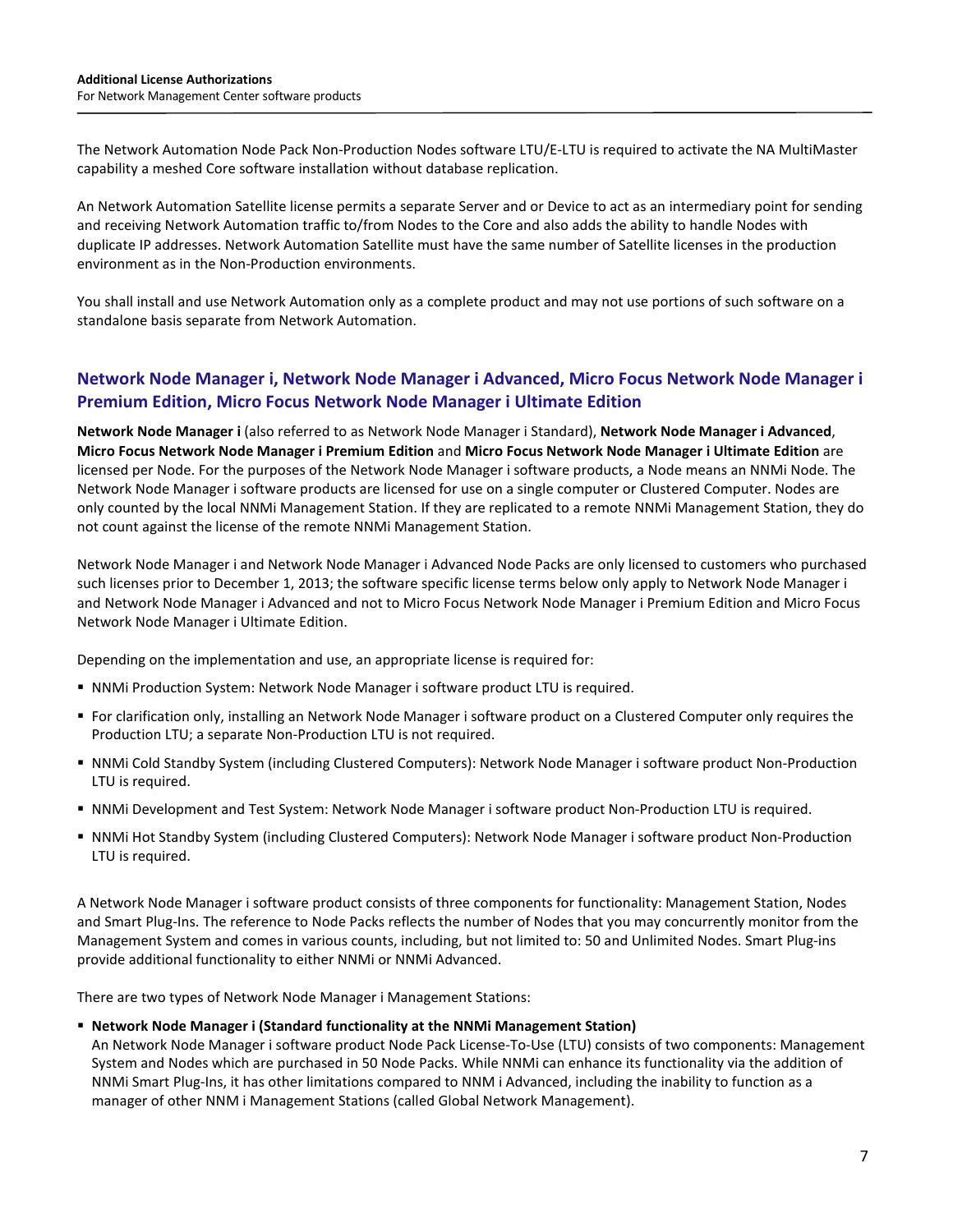The Network Automation Node Pack Non-Production Nodes software LTU/E-LTU is required to activate the NA MultiMaster capability a meshed Core software installation without database replication.

An Network Automation Satellite license permits a separate Server and or Device to act as an intermediary point for sending and receiving Network Automation traffic to/from Nodes to the Core and also adds the ability to handle Nodes with duplicate IP addresses. Network Automation Satellite must have the same number of Satellite licenses in the production environment as in the Non-Production environments.

You shall install and use Network Automation only as a complete product and may not use portions of such software on a standalone basis separate from Network Automation.

## Network Node Manager i, Network Node Manager i Advanced, Micro Focus Network Node Manager i Premium Edition, Micro Focus Network Node Manager i Ultimate Edition

**Network Node Manager i** (also referred to as Network Node Manager i Standard), **Network Node Manager i Advanced**, **Micro Focus Network Node Manager i Premium Edition** and **Micro Focus Network Node Manager i Ultimate Edition** are licensed per Node. For the purposes of the Network Node Manager i software products, a Node means an NNMi Node. The Network Node Manager i software products are licensed for use on a single computer or Clustered Computer. Nodes are only counted by the local NNMi Management Station. If they are replicated to a remote NNMi Management Station, they do not count against the license of the remote NNMi Management Station.

Network Node Manager i and Network Node Manager i Advanced Node Packs are only licensed to customers who purchased such licenses prior to December 1, 2013; the software specific license terms below only apply to Network Node Manager i and Network Node Manager i Advanced and not to Micro Focus Network Node Manager i Premium Edition and Micro Focus Network Node Manager i Ultimate Edition.

Depending on the implementation and use, an appropriate license is required for:

- NNMi Production System: Network Node Manager i software product LTU is required.
- For clarification only, installing an Network Node Manager i software product on a Clustered Computer only requires the Production LTU; a separate Non-Production LTU is not required.
- NNMi Cold Standby System (including Clustered Computers): Network Node Manager i software product Non-Production LTU is required.
- NNMi Development and Test System: Network Node Manager i software product Non-Production LTU is required.
- NNMi Hot Standby System (including Clustered Computers): Network Node Manager i software product Non-Production LTU is required.

A Network Node Manager i software product consists of three components for functionality: Management Station, Nodes and Smart Plug-Ins. The reference to Node Packs reflects the number of Nodes that you may concurrently monitor from the Management System and comes in various counts, including, but not limited to: 50 and Unlimited Nodes. Smart Plug-ins provide additional functionality to either NNMi or NNMi Advanced.

There are two types of Network Node Manager i Management Stations:

- **Network Node Manager i (Standard functionality at the NNMi Management Station)**
  An Network Node Manager i software product Node Pack License-To-Use (LTU) consists of two components: Management System and Nodes which are purchased in 50 Node Packs. While NNMi can enhance its functionality via the addition of NNMi Smart Plug-Ins, it has other limitations compared to NNM i Advanced, including the inability to function as a manager of other NNM i Management Stations (called Global Network Management).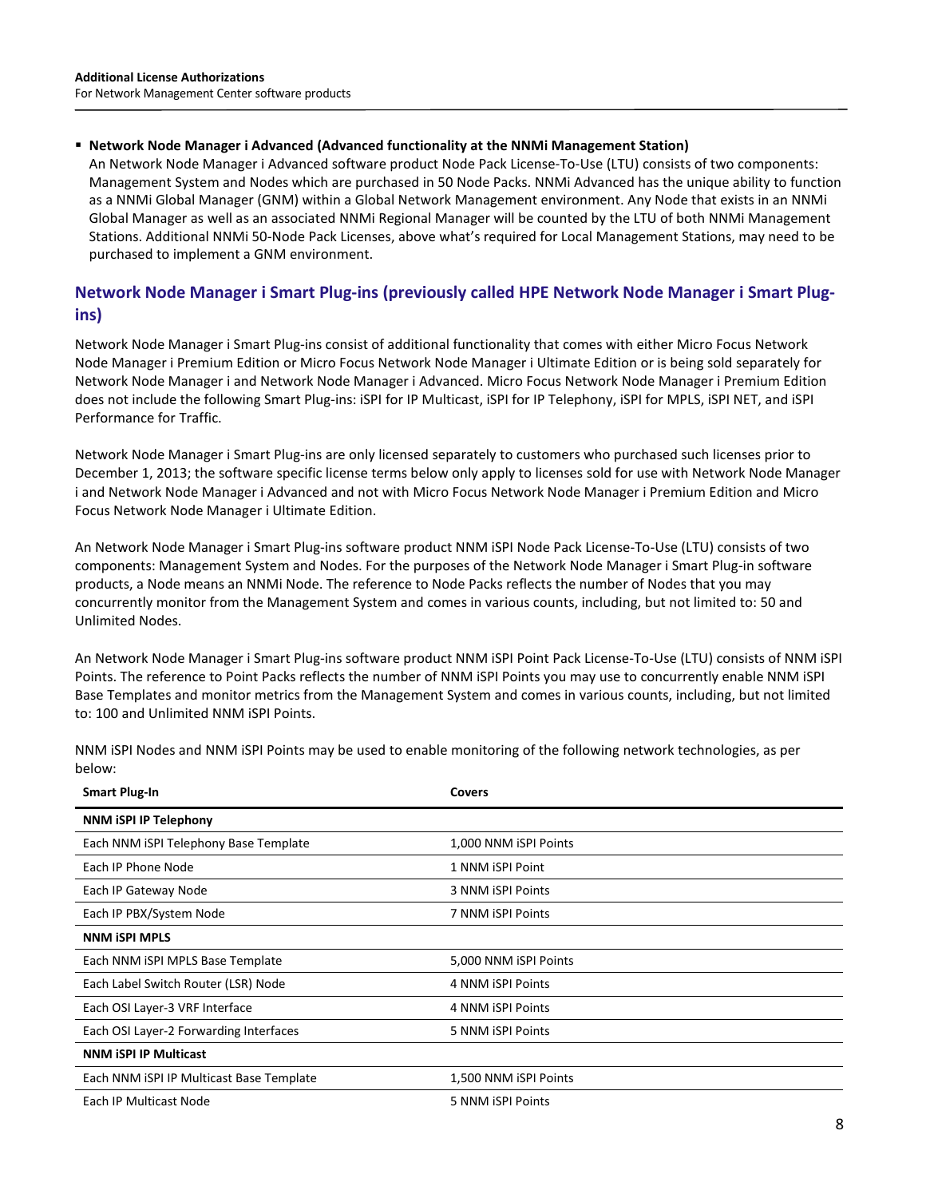- **Network Node Manager i Advanced (Advanced functionality at the NNMi Management Station)**
  An Network Node Manager i Advanced software product Node Pack License-To-Use (LTU) consists of two components: Management System and Nodes which are purchased in 50 Node Packs. NNMi Advanced has the unique ability to function as a NNMi Global Manager (GNM) within a Global Network Management environment. Any Node that exists in an NNMi Global Manager as well as an associated NNMi Regional Manager will be counted by the LTU of both NNMi Management Stations. Additional NNMi 50-Node Pack Licenses, above what's required for Local Management Stations, may need to be purchased to implement a GNM environment.

## Network Node Manager i Smart Plug-ins (previously called HPE Network Node Manager i Smart Plug-ins)

Network Node Manager i Smart Plug-ins consist of additional functionality that comes with either Micro Focus Network Node Manager i Premium Edition or Micro Focus Network Node Manager i Ultimate Edition or is being sold separately for Network Node Manager i and Network Node Manager i Advanced. Micro Focus Network Node Manager i Premium Edition does not include the following Smart Plug-ins: iSPI for IP Multicast, iSPI for IP Telephony, iSPI for MPLS, iSPI NET, and iSPI Performance for Traffic.

Network Node Manager i Smart Plug-ins are only licensed separately to customers who purchased such licenses prior to December 1, 2013; the software specific license terms below only apply to licenses sold for use with Network Node Manager i and Network Node Manager i Advanced and not with Micro Focus Network Node Manager i Premium Edition and Micro Focus Network Node Manager i Ultimate Edition.

An Network Node Manager i Smart Plug-ins software product NNM iSPI Node Pack License-To-Use (LTU) consists of two components: Management System and Nodes. For the purposes of the Network Node Manager i Smart Plug-in software products, a Node means an NNMi Node. The reference to Node Packs reflects the number of Nodes that you may concurrently monitor from the Management System and comes in various counts, including, but not limited to: 50 and Unlimited Nodes.

An Network Node Manager i Smart Plug-ins software product NNM iSPI Point Pack License-To-Use (LTU) consists of NNM iSPI Points. The reference to Point Packs reflects the number of NNM iSPI Points you may use to concurrently enable NNM iSPI Base Templates and monitor metrics from the Management System and comes in various counts, including, but not limited to: 100 and Unlimited NNM iSPI Points.

NNM iSPI Nodes and NNM iSPI Points may be used to enable monitoring of the following network technologies, as per below:

| Smart Plug-In | Covers |
|---|---|
| **NNM iSPI IP Telephony** | |
| Each NNM iSPI Telephony Base Template | 1,000 NNM iSPI Points |
| Each IP Phone Node | 1 NNM iSPI Point |
| Each IP Gateway Node | 3 NNM iSPI Points |
| Each IP PBX/System Node | 7 NNM iSPI Points |
| **NNM iSPI MPLS** | |
| Each NNM iSPI MPLS Base Template | 5,000 NNM iSPI Points |
| Each Label Switch Router (LSR) Node | 4 NNM iSPI Points |
| Each OSI Layer-3 VRF Interface | 4 NNM iSPI Points |
| Each OSI Layer-2 Forwarding Interfaces | 5 NNM iSPI Points |
| **NNM iSPI IP Multicast** | |
| Each NNM iSPI IP Multicast Base Template | 1,500 NNM iSPI Points |
| Each IP Multicast Node | 5 NNM iSPI Points |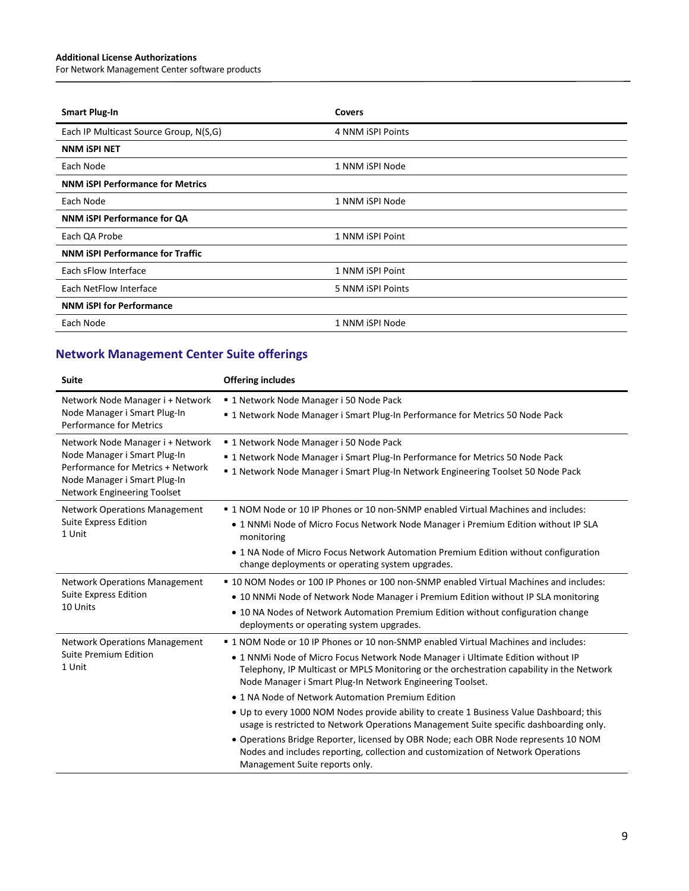| Smart Plug-In | Covers |
| --- | --- |
| Each IP Multicast Source Group, N(S,G) | 4 NNM iSPI Points |
| **NNM iSPI NET** | |
| Each Node | 1 NNM iSPI Node |
| **NNM iSPI Performance for Metrics** | |
| Each Node | 1 NNM iSPI Node |
| **NNM iSPI Performance for QA** | |
| Each QA Probe | 1 NNM iSPI Point |
| **NNM iSPI Performance for Traffic** | |
| Each sFlow Interface | 1 NNM iSPI Point |
| Each NetFlow Interface | 5 NNM iSPI Points |
| **NNM iSPI for Performance** | |
| Each Node | 1 NNM iSPI Node |

## Network Management Center Suite offerings

| Suite | Offering includes |
| --- | --- |
| Network Node Manager i + Network Node Manager i Smart Plug-In Performance for Metrics | ▪ 1 Network Node Manager i 50 Node Pack<br>▪ 1 Network Node Manager i Smart Plug-In Performance for Metrics 50 Node Pack |
| Network Node Manager i + Network Node Manager i Smart Plug-In Performance for Metrics + Network Node Manager i Smart Plug-In Network Engineering Toolset | ▪ 1 Network Node Manager i 50 Node Pack<br>▪ 1 Network Node Manager i Smart Plug-In Performance for Metrics 50 Node Pack<br>▪ 1 Network Node Manager i Smart Plug-In Network Engineering Toolset 50 Node Pack |
| Network Operations Management Suite Express Edition 1 Unit | ▪ 1 NOM Node or 10 IP Phones or 10 non-SNMP enabled Virtual Machines and includes:<br>• 1 NNMi Node of Micro Focus Network Node Manager i Premium Edition without IP SLA monitoring<br>• 1 NA Node of Micro Focus Network Automation Premium Edition without configuration change deployments or operating system upgrades. |
| Network Operations Management Suite Express Edition 10 Units | ▪ 10 NOM Nodes or 100 IP Phones or 100 non-SNMP enabled Virtual Machines and includes:<br>• 10 NNMi Node of Network Node Manager i Premium Edition without IP SLA monitoring<br>• 10 NA Nodes of Network Automation Premium Edition without configuration change deployments or operating system upgrades. |
| Network Operations Management Suite Premium Edition 1 Unit | ▪ 1 NOM Node or 10 IP Phones or 10 non-SNMP enabled Virtual Machines and includes:<br>• 1 NNMi Node of Micro Focus Network Node Manager i Ultimate Edition without IP Telephony, IP Multicast or MPLS Monitoring or the orchestration capability in the Network Node Manager i Smart Plug-In Network Engineering Toolset.<br>• 1 NA Node of Network Automation Premium Edition<br>• Up to every 1000 NOM Nodes provide ability to create 1 Business Value Dashboard; this usage is restricted to Network Operations Management Suite specific dashboarding only.<br>• Operations Bridge Reporter, licensed by OBR Node; each OBR Node represents 10 NOM Nodes and includes reporting, collection and customization of Network Operations Management Suite reports only. |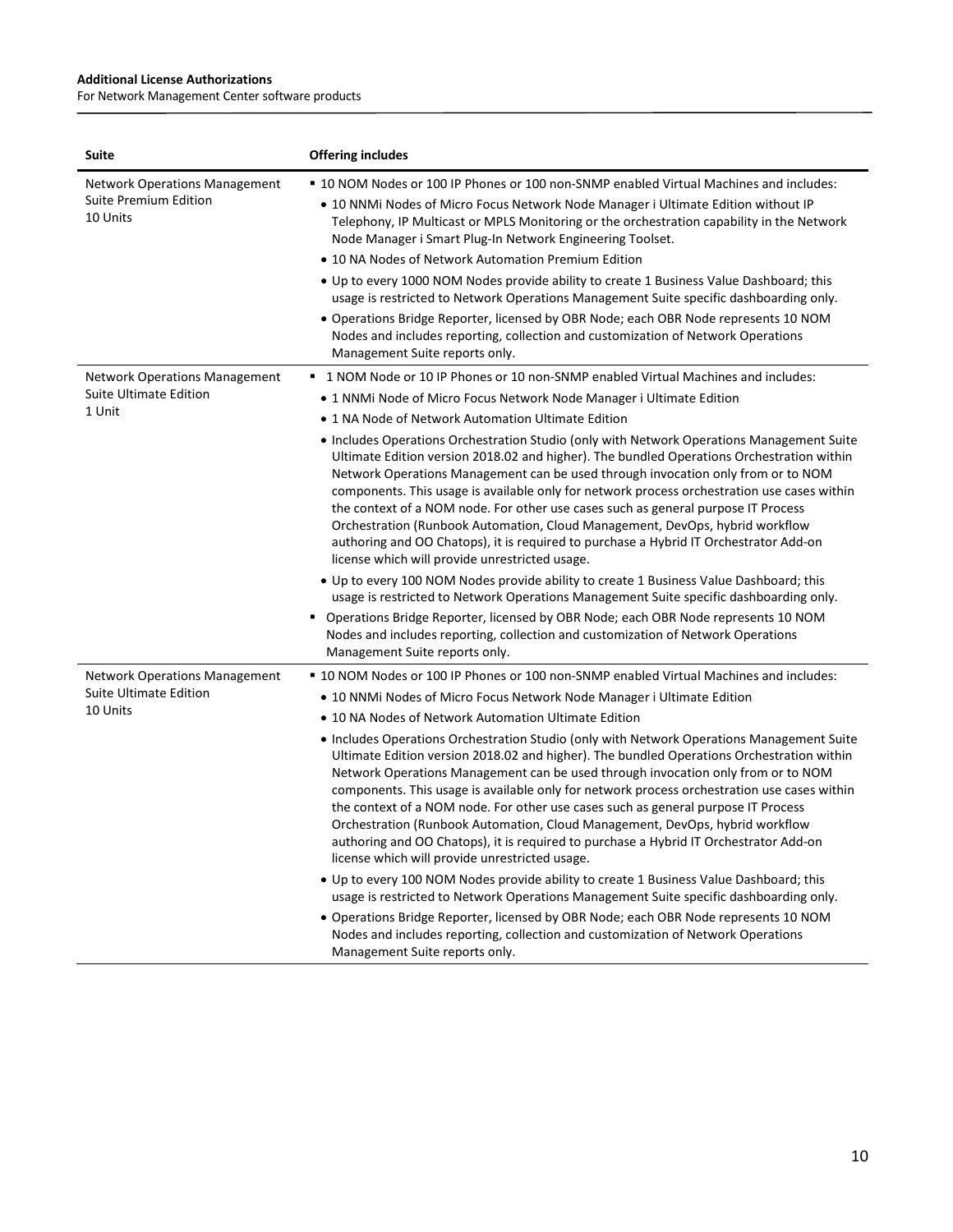| Suite | Offering includes |
|---|---|
| Network Operations Management Suite Premium Edition 10 Units | ▪ 10 NOM Nodes or 100 IP Phones or 100 non-SNMP enabled Virtual Machines and includes:<br>• 10 NNMi Nodes of Micro Focus Network Node Manager i Ultimate Edition without IP Telephony, IP Multicast or MPLS Monitoring or the orchestration capability in the Network Node Manager i Smart Plug-In Network Engineering Toolset.<br>• 10 NA Nodes of Network Automation Premium Edition<br>• Up to every 1000 NOM Nodes provide ability to create 1 Business Value Dashboard; this usage is restricted to Network Operations Management Suite specific dashboarding only.<br>• Operations Bridge Reporter, licensed by OBR Node; each OBR Node represents 10 NOM Nodes and includes reporting, collection and customization of Network Operations Management Suite reports only. |
| Network Operations Management Suite Ultimate Edition 1 Unit | ▪ 1 NOM Node or 10 IP Phones or 10 non-SNMP enabled Virtual Machines and includes:<br>• 1 NNMi Node of Micro Focus Network Node Manager i Ultimate Edition<br>• 1 NA Node of Network Automation Ultimate Edition<br>• Includes Operations Orchestration Studio (only with Network Operations Management Suite Ultimate Edition version 2018.02 and higher). The bundled Operations Orchestration within Network Operations Management can be used through invocation only from or to NOM components. This usage is available only for network process orchestration use cases within the context of a NOM node. For other use cases such as general purpose IT Process Orchestration (Runbook Automation, Cloud Management, DevOps, hybrid workflow authoring and OO Chatops), it is required to purchase a Hybrid IT Orchestrator Add-on license which will provide unrestricted usage.<br>• Up to every 100 NOM Nodes provide ability to create 1 Business Value Dashboard; this usage is restricted to Network Operations Management Suite specific dashboarding only.<br>▪ Operations Bridge Reporter, licensed by OBR Node; each OBR Node represents 10 NOM Nodes and includes reporting, collection and customization of Network Operations Management Suite reports only. |
| Network Operations Management Suite Ultimate Edition 10 Units | ▪ 10 NOM Nodes or 100 IP Phones or 100 non-SNMP enabled Virtual Machines and includes:<br>• 10 NNMi Nodes of Micro Focus Network Node Manager i Ultimate Edition<br>• 10 NA Nodes of Network Automation Ultimate Edition<br>• Includes Operations Orchestration Studio (only with Network Operations Management Suite Ultimate Edition version 2018.02 and higher). The bundled Operations Orchestration within Network Operations Management can be used through invocation only from or to NOM components. This usage is available only for network process orchestration use cases within the context of a NOM node. For other use cases such as general purpose IT Process Orchestration (Runbook Automation, Cloud Management, DevOps, hybrid workflow authoring and OO Chatops), it is required to purchase a Hybrid IT Orchestrator Add-on license which will provide unrestricted usage.<br>• Up to every 100 NOM Nodes provide ability to create 1 Business Value Dashboard; this usage is restricted to Network Operations Management Suite specific dashboarding only.<br>• Operations Bridge Reporter, licensed by OBR Node; each OBR Node represents 10 NOM Nodes and includes reporting, collection and customization of Network Operations Management Suite reports only. |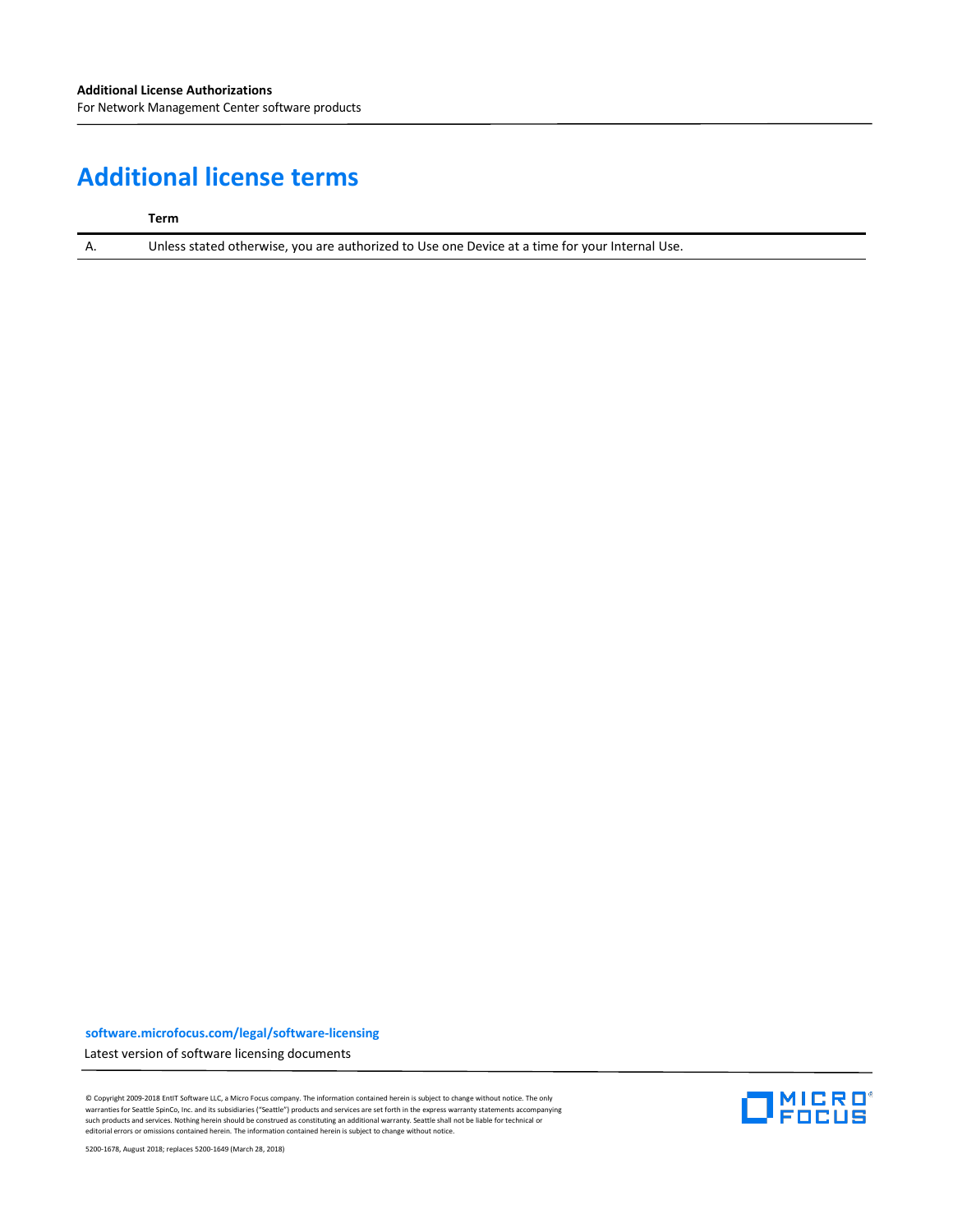# Additional license terms

| | Term |
|---|---|
| A. | Unless stated otherwise, you are authorized to Use one Device at a time for your Internal Use. |

**software.microfocus.com/legal/software-licensing**

Latest version of software licensing documents

© Copyright 2009-2018 EntIT Software LLC, a Micro Focus company. The information contained herein is subject to change without notice. The only warranties for Seattle SpinCo, Inc. and its subsidiaries ("Seattle") products and services are set forth in the express warranty statements accompanying such products and services. Nothing herein should be construed as constituting an additional warranty. Seattle shall not be liable for technical or editorial errors or omissions contained herein. The information contained herein is subject to change without notice.

5200-1678, August 2018; replaces 5200-1649 (March 28, 2018)